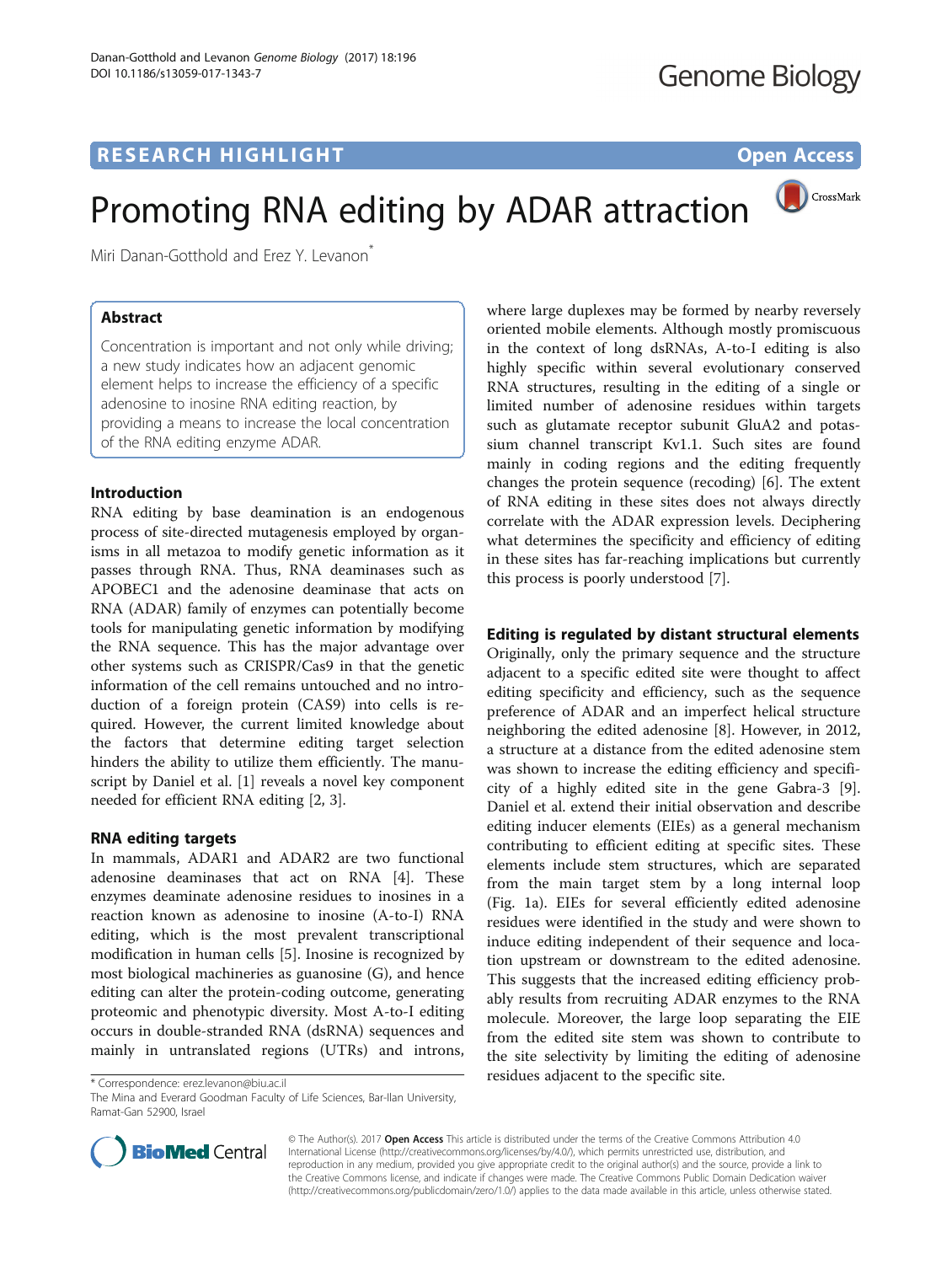RESEARCH HIGHLIGHT

Open Access

# Promoting RNA editing by ADAR attraction

Miri Danan-Gotthold and Erez Y. Levanon*

## Abstract

Concentration is important and not only while driving; a new study indicates how an adjacent genomic element helps to increase the efficiency of a specific adenosine to inosine RNA editing reaction, by providing a means to increase the local concentration of the RNA editing enzyme ADAR.

## Introduction

RNA editing by base deamination is an endogenous process of site-directed mutagenesis employed by organisms in all metazoa to modify genetic information as it passes through RNA. Thus, RNA deaminases such as APOBEC1 and the adenosine deaminase that acts on RNA (ADAR) family of enzymes can potentially become tools for manipulating genetic information by modifying the RNA sequence. This has the major advantage over other systems such as CRISPR/Cas9 in that the genetic information of the cell remains untouched and no introduction of a foreign protein (CAS9) into cells is required. However, the current limited knowledge about the factors that determine editing target selection hinders the ability to utilize them efficiently. The manuscript by Daniel et al. [1] reveals a novel key component needed for efficient RNA editing [2, 3].

## RNA editing targets

In mammals, ADAR1 and ADAR2 are two functional adenosine deaminases that act on RNA [4]. These enzymes deaminate adenosine residues to inosines in a reaction known as adenosine to inosine (A-to-I) RNA editing, which is the most prevalent transcriptional modification in human cells [5]. Inosine is recognized by most biological machineries as guanosine (G), and hence editing can alter the protein-coding outcome, generating proteomic and phenotypic diversity. Most A-to-I editing occurs in double-stranded RNA (dsRNA) sequences and mainly in untranslated regions (UTRs) and introns, where large duplexes may be formed by nearby reversely oriented mobile elements. Although mostly promiscuous in the context of long dsRNAs, A-to-I editing is also highly specific within several evolutionary conserved RNA structures, resulting in the editing of a single or limited number of adenosine residues within targets such as glutamate receptor subunit GluA2 and potassium channel transcript Kv1.1. Such sites are found mainly in coding regions and the editing frequently changes the protein sequence (recoding) [6]. The extent of RNA editing in these sites does not always directly correlate with the ADAR expression levels. Deciphering what determines the specificity and efficiency of editing in these sites has far-reaching implications but currently this process is poorly understood [7].

## Editing is regulated by distant structural elements

Originally, only the primary sequence and the structure adjacent to a specific edited site were thought to affect editing specificity and efficiency, such as the sequence preference of ADAR and an imperfect helical structure neighboring the edited adenosine [8]. However, in 2012, a structure at a distance from the edited adenosine stem was shown to increase the editing efficiency and specificity of a highly edited site in the gene Gabra-3 [9]. Daniel et al. extend their initial observation and describe editing inducer elements (EIEs) as a general mechanism contributing to efficient editing at specific sites. These elements include stem structures, which are separated from the main target stem by a long internal loop (Fig. 1a). EIEs for several efficiently edited adenosine residues were identified in the study and were shown to induce editing independent of their sequence and location upstream or downstream to the edited adenosine. This suggests that the increased editing efficiency probably results from recruiting ADAR enzymes to the RNA molecule. Moreover, the large loop separating the EIE from the edited site stem was shown to contribute to the site selectivity by limiting the editing of adenosine residues adjacent to the specific site.

* Correspondence: erez.levanon@biu.ac.il
The Mina and Everard Goodman Faculty of Life Sciences, Bar-Ilan University, Ramat-Gan 52900, Israel

© The Author(s). 2017 **Open Access** This article is distributed under the terms of the Creative Commons Attribution 4.0 International License (http://creativecommons.org/licenses/by/4.0/), which permits unrestricted use, distribution, and reproduction in any medium, provided you give appropriate credit to the original author(s) and the source, provide a link to the Creative Commons license, and indicate if changes were made. The Creative Commons Public Domain Dedication waiver (http://creativecommons.org/publicdomain/zero/1.0/) applies to the data made available in this article, unless otherwise stated.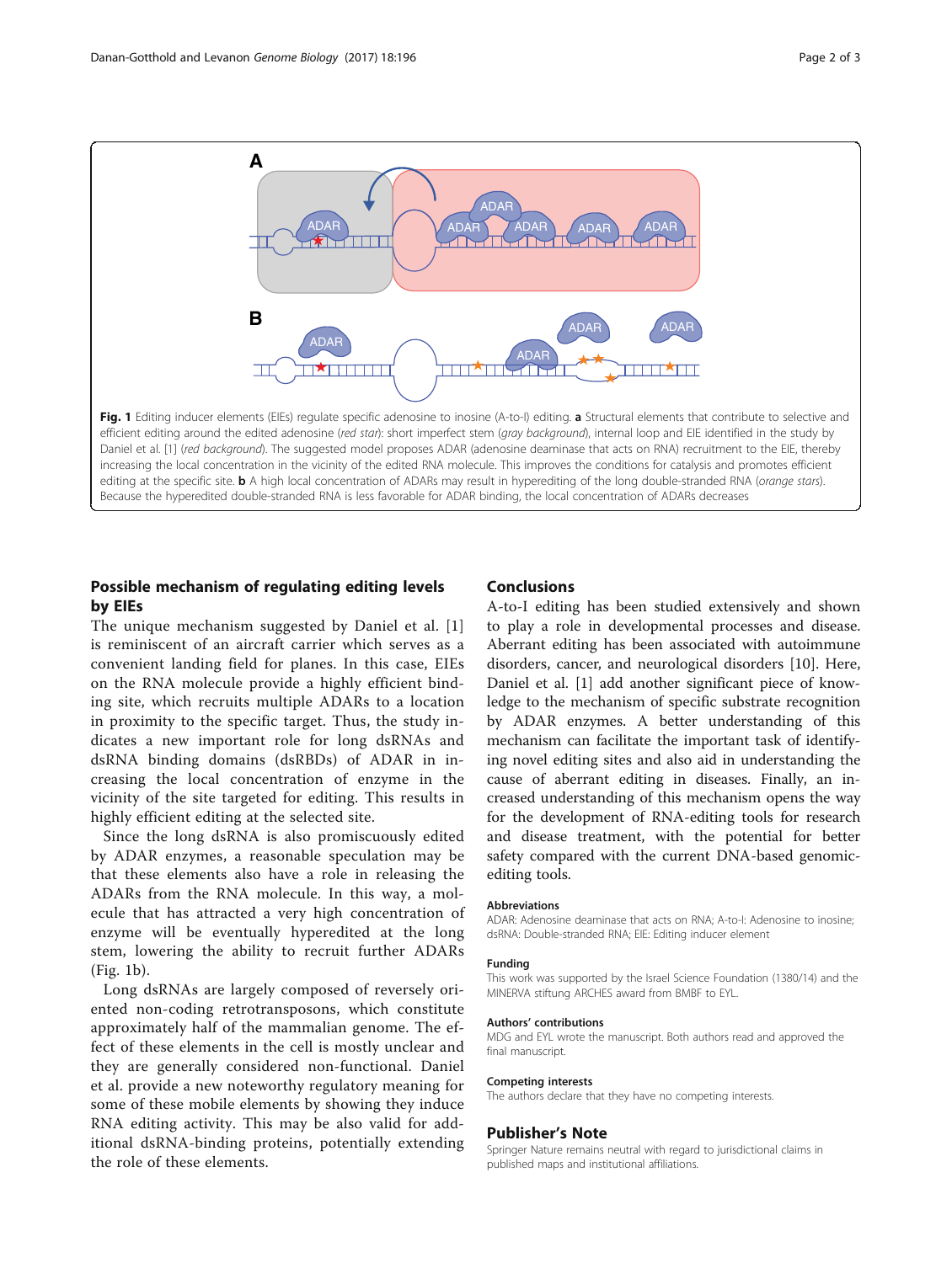A

ADAR

ADAR

ADAR

ADAR

ADAR

ADAR

B

ADAR

ADAR

ADAR

ADAR

**Fig. 1** Editing inducer elements (EIEs) regulate specific adenosine to inosine (A-to-I) editing. **a** Structural elements that contribute to selective and efficient editing around the edited adenosine (*red star*): short imperfect stem (*gray background*), internal loop and EIE identified in the study by Daniel et al. [1] (*red background*). The suggested model proposes ADAR (adenosine deaminase that acts on RNA) recruitment to the EIE, thereby increasing the local concentration in the vicinity of the edited RNA molecule. This improves the conditions for catalysis and promotes efficient editing at the specific site. **b** A high local concentration of ADARs may result in hyperediting of the long double-stranded RNA (*orange stars*). Because the hyperedited double-stranded RNA is less favorable for ADAR binding, the local concentration of ADARs decreases

## Possible mechanism of regulating editing levels by EIEs

The unique mechanism suggested by Daniel et al. [1] is reminiscent of an aircraft carrier which serves as a convenient landing field for planes. In this case, EIEs on the RNA molecule provide a highly efficient binding site, which recruits multiple ADARs to a location in proximity to the specific target. Thus, the study indicates a new important role for long dsRNAs and dsRNA binding domains (dsRBDs) of ADAR in increasing the local concentration of enzyme in the vicinity of the site targeted for editing. This results in highly efficient editing at the selected site.

Since the long dsRNA is also promiscuously edited by ADAR enzymes, a reasonable speculation may be that these elements also have a role in releasing the ADARs from the RNA molecule. In this way, a molecule that has attracted a very high concentration of enzyme will be eventually hyperedited at the long stem, lowering the ability to recruit further ADARs (Fig. 1b).

Long dsRNAs are largely composed of reversely oriented non-coding retrotransposons, which constitute approximately half of the mammalian genome. The effect of these elements in the cell is mostly unclear and they are generally considered non-functional. Daniel et al. provide a new noteworthy regulatory meaning for some of these mobile elements by showing they induce RNA editing activity. This may be also valid for additional dsRNA-binding proteins, potentially extending the role of these elements.

## Conclusions

A-to-I editing has been studied extensively and shown to play a role in developmental processes and disease. Aberrant editing has been associated with autoimmune disorders, cancer, and neurological disorders [10]. Here, Daniel et al. [1] add another significant piece of knowledge to the mechanism of specific substrate recognition by ADAR enzymes. A better understanding of this mechanism can facilitate the important task of identifying novel editing sites and also aid in understanding the cause of aberrant editing in diseases. Finally, an increased understanding of this mechanism opens the way for the development of RNA-editing tools for research and disease treatment, with the potential for better safety compared with the current DNA-based genomic-editing tools.

### Abbreviations

ADAR: Adenosine deaminase that acts on RNA; A-to-I: Adenosine to inosine; dsRNA: Double-stranded RNA; EIE: Editing inducer element

### Funding

This work was supported by the Israel Science Foundation (1380/14) and the MINERVA stiftung ARCHES award from BMBF to EYL.

### Authors' contributions

MDG and EYL wrote the manuscript. Both authors read and approved the final manuscript.

### Competing interests

The authors declare that they have no competing interests.

## Publisher's Note

Springer Nature remains neutral with regard to jurisdictional claims in published maps and institutional affiliations.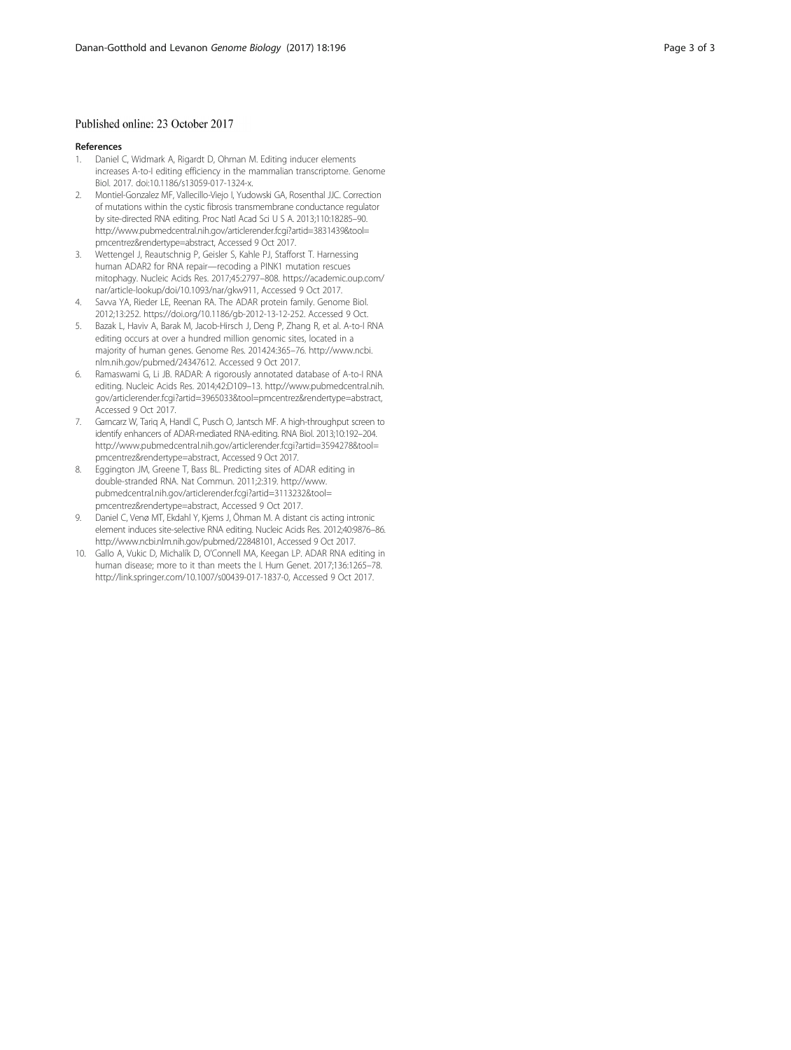Published online: 23 October 2017

#### References

1. Daniel C, Widmark A, Rigardt D, Ohman M. Editing inducer elements increases A-to-I editing efficiency in the mammalian transcriptome. Genome Biol. 2017. doi:10.1186/s13059-017-1324-x.
2. Montiel-Gonzalez MF, Vallecillo-Viejo I, Yudowski GA, Rosenthal JJC. Correction of mutations within the cystic fibrosis transmembrane conductance regulator by site-directed RNA editing. Proc Natl Acad Sci U S A. 2013;110:18285–90. http://www.pubmedcentral.nih.gov/articlerender.fcgi?artid=3831439&tool=pmcentrez&rendertype=abstract, Accessed 9 Oct 2017.
3. Wettengel J, Reautschnig P, Geisler S, Kahle PJ, Stafforst T. Harnessing human ADAR2 for RNA repair—recoding a PINK1 mutation rescues mitophagy. Nucleic Acids Res. 2017;45:2797–808. https://academic.oup.com/nar/article-lookup/doi/10.1093/nar/gkw911, Accessed 9 Oct 2017.
4. Savva YA, Rieder LE, Reenan RA. The ADAR protein family. Genome Biol. 2012;13:252. https://doi.org/10.1186/gb-2012-13-12-252. Accessed 9 Oct.
5. Bazak L, Haviv A, Barak M, Jacob-Hirsch J, Deng P, Zhang R, et al. A-to-I RNA editing occurs at over a hundred million genomic sites, located in a majority of human genes. Genome Res. 201424:365–76. http://www.ncbi.nlm.nih.gov/pubmed/24347612. Accessed 9 Oct 2017.
6. Ramaswami G, Li JB. RADAR: A rigorously annotated database of A-to-I RNA editing. Nucleic Acids Res. 2014;42:D109–13. http://www.pubmedcentral.nih.gov/articlerender.fcgi?artid=3965033&tool=pmcentrez&rendertype=abstract, Accessed 9 Oct 2017.
7. Garncarz W, Tariq A, Handl C, Pusch O, Jantsch MF. A high-throughput screen to identify enhancers of ADAR-mediated RNA-editing. RNA Biol. 2013;10:192–204. http://www.pubmedcentral.nih.gov/articlerender.fcgi?artid=3594278&tool=pmcentrez&rendertype=abstract, Accessed 9 Oct 2017.
8. Eggington JM, Greene T, Bass BL. Predicting sites of ADAR editing in double-stranded RNA. Nat Commun. 2011;2:319. http://www.pubmedcentral.nih.gov/articlerender.fcgi?artid=3113232&tool=pmcentrez&rendertype=abstract, Accessed 9 Oct 2017.
9. Daniel C, Venø MT, Ekdahl Y, Kjems J, Öhman M. A distant cis acting intronic element induces site-selective RNA editing. Nucleic Acids Res. 2012;40:9876–86. http://www.ncbi.nlm.nih.gov/pubmed/22848101, Accessed 9 Oct 2017.
10. Gallo A, Vukic D, Michalík D, O'Connell MA, Keegan LP. ADAR RNA editing in human disease; more to it than meets the I. Hum Genet. 2017;136:1265–78. http://link.springer.com/10.1007/s00439-017-1837-0, Accessed 9 Oct 2017.